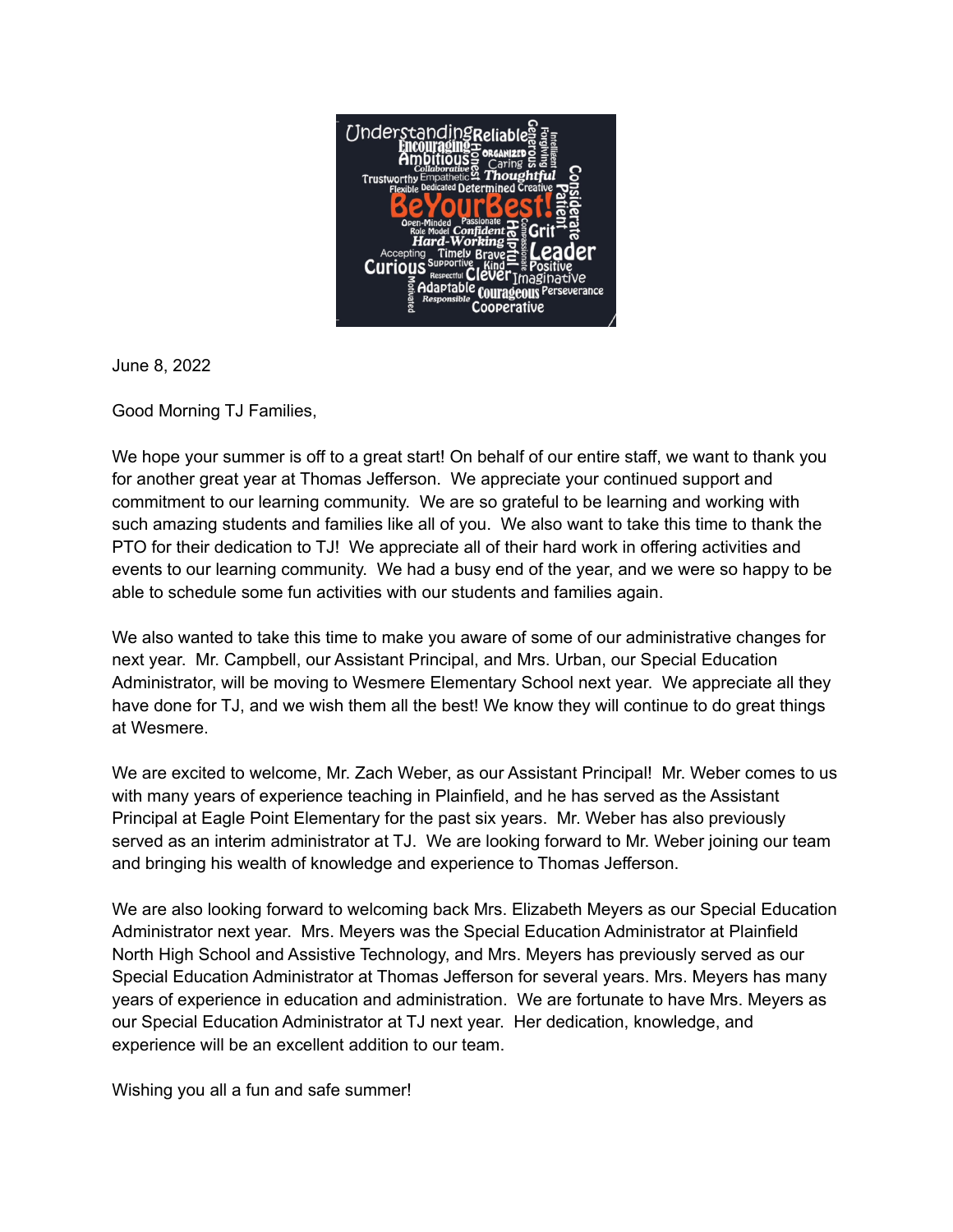June 8, 2022

Good Morning TJ Families,

We hope your summer is off to a great start! On behalf of our entire staff, we want to thank you for another great year at Thomas Jefferson. We appreciate your continued support and commitment to our learning community. We are so grateful to be learning and working with such amazing students and families like all of you. We also want to take this time to thank the PTO for their dedication to TJ! We appreciate all of their hard work in offering activities and events to our learning community. We had a busy end of the year, and we were so happy to be able to schedule some fun activities with our students and families again.

We also wanted to take this time to make you aware of some of our administrative changes for next year. Mr. Campbell, our Assistant Principal, and Mrs. Urban, our Special Education Administrator, will be moving to Wesmere Elementary School next year. We appreciate all they have done for TJ, and we wish them all the best! We know they will continue to do great things at Wesmere.

We are excited to welcome, Mr. Zach Weber, as our Assistant Principal! Mr. Weber comes to us with many years of experience teaching in Plainfield, and he has served as the Assistant Principal at Eagle Point Elementary for the past six years. Mr. Weber has also previously served as an interim administrator at TJ. We are looking forward to Mr. Weber joining our team and bringing his wealth of knowledge and experience to Thomas Jefferson.

We are also looking forward to welcoming back Mrs. Elizabeth Meyers as our Special Education Administrator next year. Mrs. Meyers was the Special Education Administrator at Plainfield North High School and Assistive Technology, and Mrs. Meyers has previously served as our Special Education Administrator at Thomas Jefferson for several years. Mrs. Meyers has many years of experience in education and administration. We are fortunate to have Mrs. Meyers as our Special Education Administrator at TJ next year. Her dedication, knowledge, and experience will be an excellent addition to our team.

Wishing you all a fun and safe summer!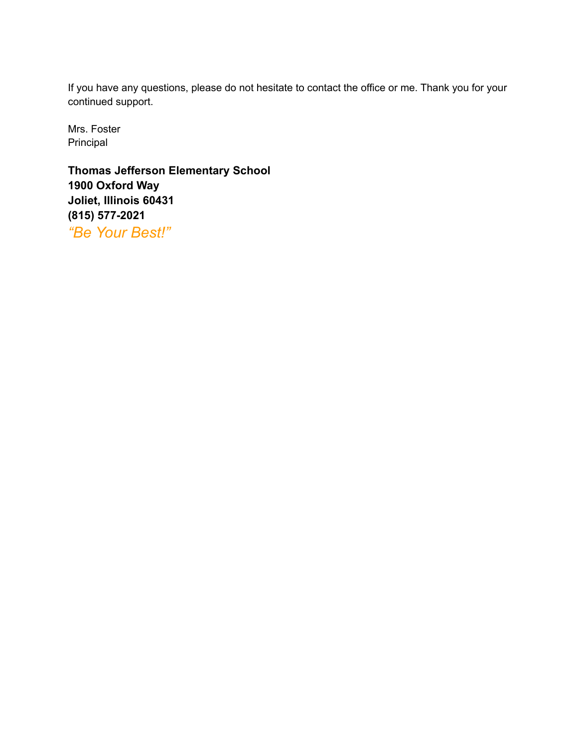If you have any questions, please do not hesitate to contact the office or me. Thank you for your continued support.

Mrs. Foster
Principal

**Thomas Jefferson Elementary School**
**1900 Oxford Way**
**Joliet, Illinois 60431**
**(815) 577-2021**
*"Be Your Best!"*